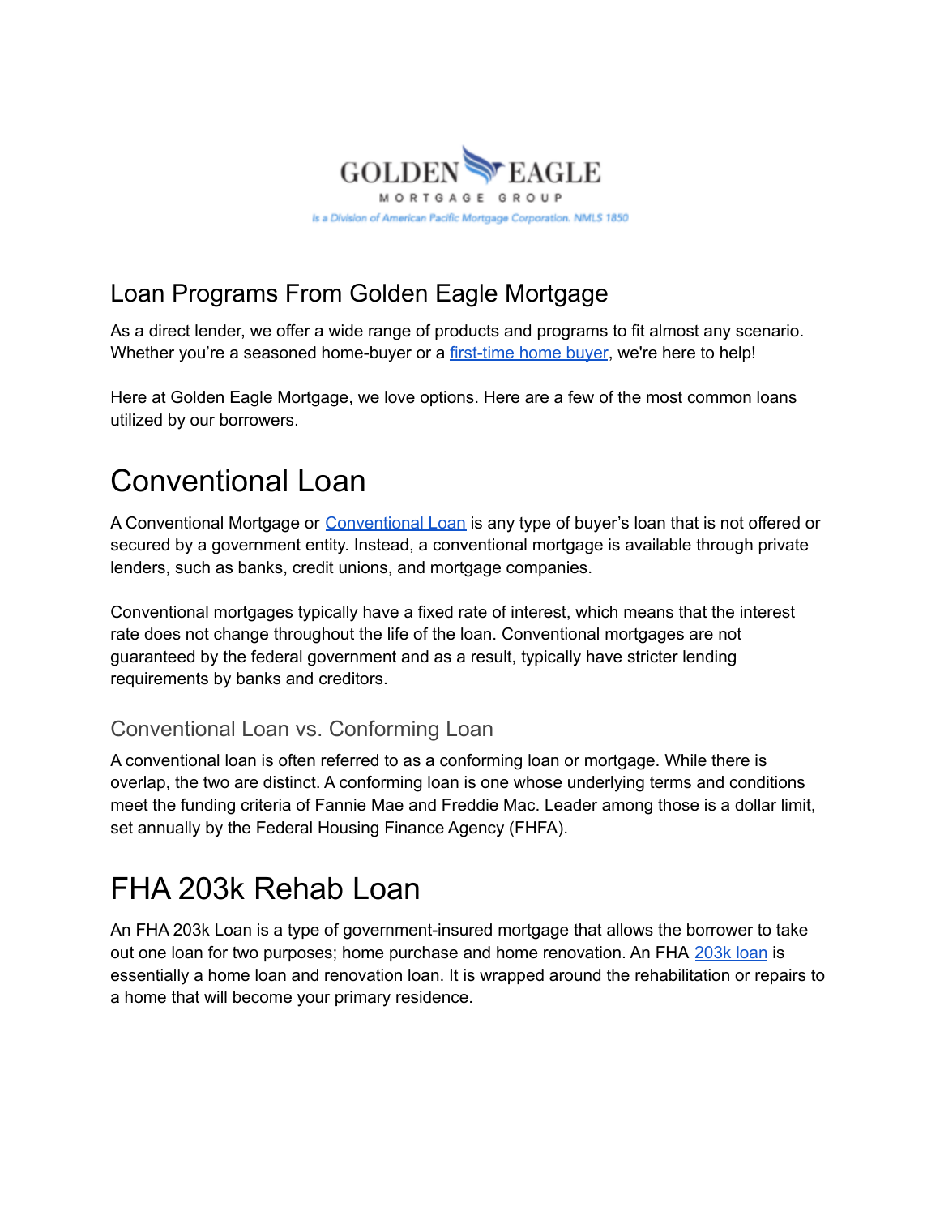GOLDEN EAGLE

MORTGAGE GROUP

Is a Division of American Pacific Mortgage Corporation. NMLS 1850

## Loan Programs From Golden Eagle Mortgage

As a direct lender, we offer a wide range of products and programs to fit almost any scenario. Whether you're a seasoned home-buyer or a first-time home buyer, we're here to help!

Here at Golden Eagle Mortgage, we love options. Here are a few of the most common loans utilized by our borrowers.

# Conventional Loan

A Conventional Mortgage or Conventional Loan is any type of buyer's loan that is not offered or secured by a government entity. Instead, a conventional mortgage is available through private lenders, such as banks, credit unions, and mortgage companies.

Conventional mortgages typically have a fixed rate of interest, which means that the interest rate does not change throughout the life of the loan. Conventional mortgages are not guaranteed by the federal government and as a result, typically have stricter lending requirements by banks and creditors.

### Conventional Loan vs. Conforming Loan

A conventional loan is often referred to as a conforming loan or mortgage. While there is overlap, the two are distinct. A conforming loan is one whose underlying terms and conditions meet the funding criteria of Fannie Mae and Freddie Mac. Leader among those is a dollar limit, set annually by the Federal Housing Finance Agency (FHFA).

# FHA 203k Rehab Loan

An FHA 203k Loan is a type of government-insured mortgage that allows the borrower to take out one loan for two purposes; home purchase and home renovation. An FHA 203k loan is essentially a home loan and renovation loan. It is wrapped around the rehabilitation or repairs to a home that will become your primary residence.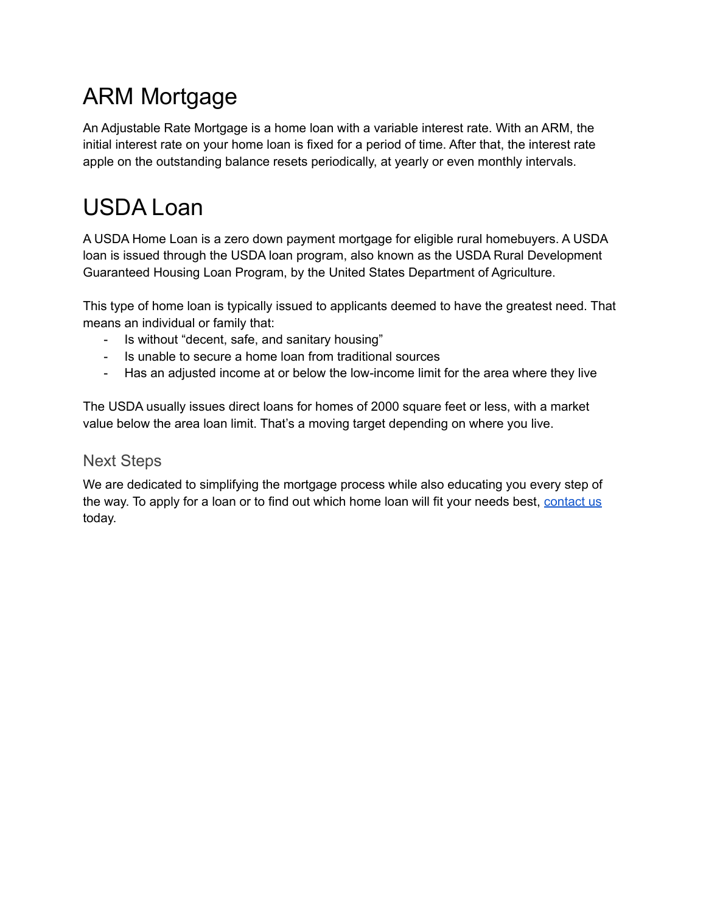# ARM Mortgage

An Adjustable Rate Mortgage is a home loan with a variable interest rate. With an ARM, the initial interest rate on your home loan is fixed for a period of time. After that, the interest rate apple on the outstanding balance resets periodically, at yearly or even monthly intervals.

# USDA Loan

A USDA Home Loan is a zero down payment mortgage for eligible rural homebuyers. A USDA loan is issued through the USDA loan program, also known as the USDA Rural Development Guaranteed Housing Loan Program, by the United States Department of Agriculture.

This type of home loan is typically issued to applicants deemed to have the greatest need. That means an individual or family that:

- Is without "decent, safe, and sanitary housing"
- Is unable to secure a home loan from traditional sources
- Has an adjusted income at or below the low-income limit for the area where they live

The USDA usually issues direct loans for homes of 2000 square feet or less, with a market value below the area loan limit. That's a moving target depending on where you live.

## Next Steps

We are dedicated to simplifying the mortgage process while also educating you every step of the way. To apply for a loan or to find out which home loan will fit your needs best, contact us today.